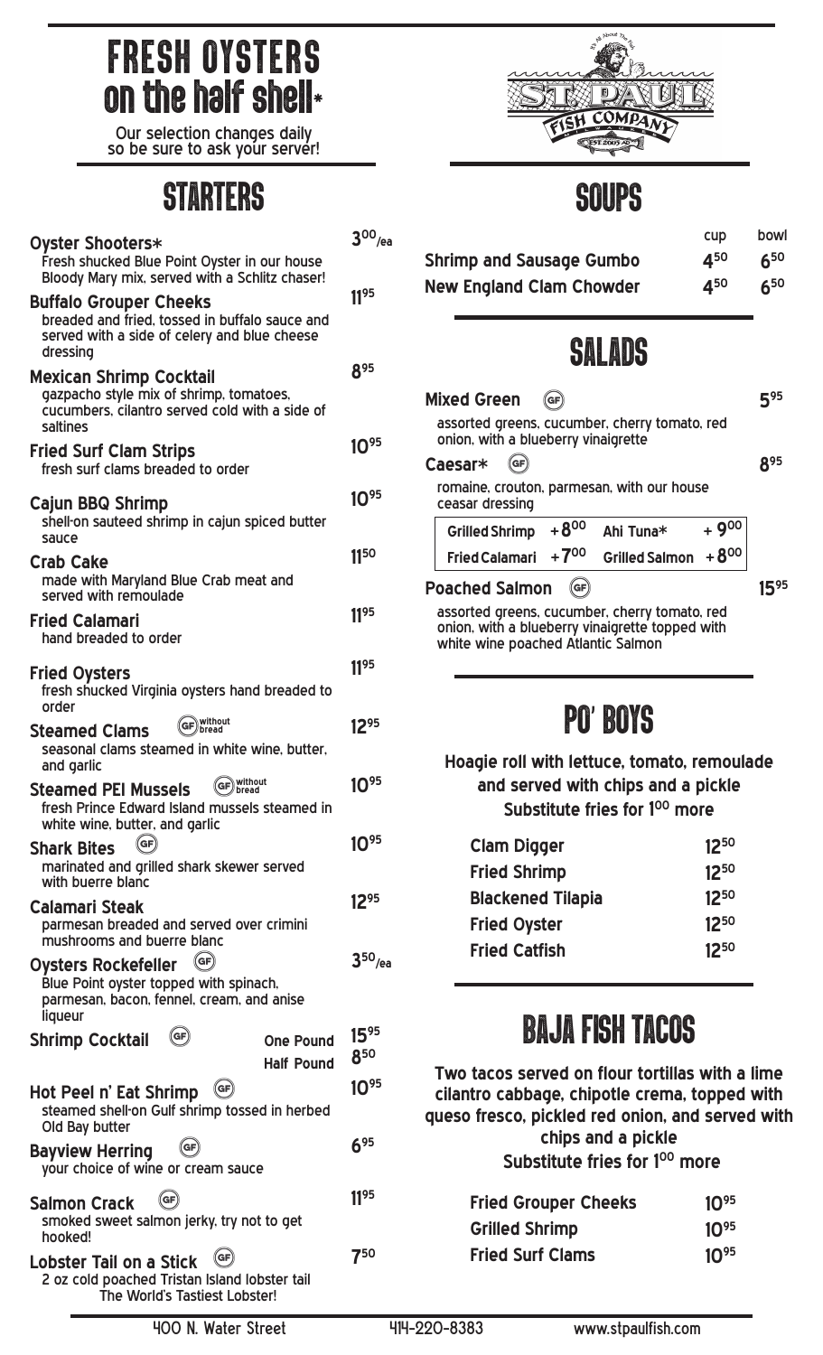# FRESH OYSTERS on the half shell*

Our selection changes daily so be sure to ask your server!

## STARTERS

**Oyster Shooters*** — 3.00/ea
Fresh shucked Blue Point Oyster in our house Bloody Mary mix, served with a Schlitz chaser!

**Buffalo Grouper Cheeks** — 11.95
breaded and fried, tossed in buffalo sauce and served with a side of celery and blue cheese dressing

**Mexican Shrimp Cocktail** — 8.95
gazpacho style mix of shrimp, tomatoes, cucumbers, cilantro served cold with a side of saltines

**Fried Surf Clam Strips** — 10.95
fresh surf clams breaded to order

**Cajun BBQ Shrimp** — 10.95
shell-on sauteed shrimp in cajun spiced butter sauce

**Crab Cake** — 11.50
made with Maryland Blue Crab meat and served with remoulade

**Fried Calamari** — 11.95
hand breaded to order

**Fried Oysters** — 11.95
fresh shucked Virginia oysters hand breaded to order

**Steamed Clams** (GF without bread) — 12.95
seasonal clams steamed in white wine, butter, and garlic

**Steamed PEI Mussels** (GF without bread) — 10.95
fresh Prince Edward Island mussels steamed in white wine, butter, and garlic

**Shark Bites** (GF) — 10.95
marinated and grilled shark skewer served with buerre blanc

**Calamari Steak** — 12.95
parmesan breaded and served over crimini mushrooms and buerre blanc

**Oysters Rockefeller** (GF) — 3.50/ea
Blue Point oyster topped with spinach, parmesan, bacon, fennel, cream, and anise liqueur

**Shrimp Cocktail** (GF) — One Pound 15.95 / Half Pound 8.50

**Hot Peel n' Eat Shrimp** (GF) — 10.95
steamed shell-on Gulf shrimp tossed in herbed Old Bay butter

**Bayview Herring** (GF) — 6.95
your choice of wine or cream sauce

**Salmon Crack** (GF) — 11.95
smoked sweet salmon jerky, try not to get hooked!

**Lobster Tail on a Stick** (GF) — 7.50
2 oz cold poached Tristan Island lobster tail
The World's Tastiest Lobster!

ST. PAUL FISH COMPANY — It's All About The Fish — EST 2005 AD

## SOUPS

| | cup | bowl |
|---|---|---|
| **Shrimp and Sausage Gumbo** | 4.50 | 6.50 |
| **New England Clam Chowder** | 4.50 | 6.50 |

## SALADS

**Mixed Green** (GF) — 5.95
assorted greens, cucumber, cherry tomato, red onion, with a blueberry vinaigrette

**Caesar*** (GF) — 8.95
romaine, crouton, parmesan, with our house ceasar dressing

| | | | |
|---|---|---|---|
| Grilled Shrimp | + 8.00 | Ahi Tuna* | + 9.00 |
| Fried Calamari | + 7.00 | Grilled Salmon | + 8.00 |

**Poached Salmon** (GF) — 15.95
assorted greens, cucumber, cherry tomato, red onion, with a blueberry vinaigrette topped with white wine poached Atlantic Salmon

## PO' BOYS

**Hoagie roll with lettuce, tomato, remoulade and served with chips and a pickle**
**Substitute fries for 1.00 more**

| | |
|---|---|
| Clam Digger | 12.50 |
| Fried Shrimp | 12.50 |
| Blackened Tilapia | 12.50 |
| Fried Oyster | 12.50 |
| Fried Catfish | 12.50 |

## BAJA FISH TACOS

**Two tacos served on flour tortillas with a lime cilantro cabbage, chipotle crema, topped with queso fresco, pickled red onion, and served with chips and a pickle**
**Substitute fries for 1.00 more**

| | |
|---|---|
| Fried Grouper Cheeks | 10.95 |
| Grilled Shrimp | 10.95 |
| Fried Surf Clams | 10.95 |

400 N. Water Street — 414-220-8383 — www.stpaulfish.com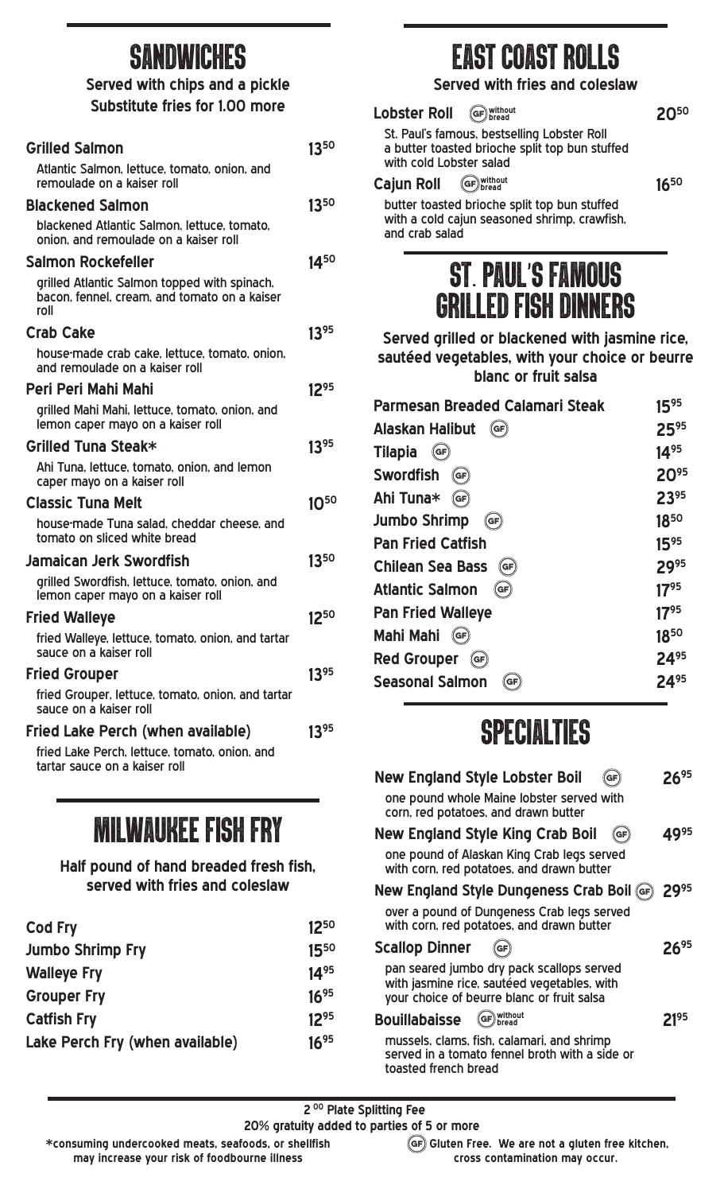# SANDWICHES

**Served with chips and a pickle**
**Substitute fries for 1.00 more**

**Grilled Salmon** 13.50
Atlantic Salmon, lettuce, tomato, onion, and remoulade on a kaiser roll

**Blackened Salmon** 13.50
blackened Atlantic Salmon, lettuce, tomato, onion, and remoulade on a kaiser roll

**Salmon Rockefeller** 14.50
grilled Atlantic Salmon topped with spinach, bacon, fennel, cream, and tomato on a kaiser roll

**Crab Cake** 13.95
house-made crab cake, lettuce, tomato, onion, and remoulade on a kaiser roll

**Peri Peri Mahi Mahi** 12.95
grilled Mahi Mahi, lettuce, tomato, onion, and lemon caper mayo on a kaiser roll

**Grilled Tuna Steak*** 13.95
Ahi Tuna, lettuce, tomato, onion, and lemon caper mayo on a kaiser roll

**Classic Tuna Melt** 10.50
house-made Tuna salad, cheddar cheese, and tomato on sliced white bread

**Jamaican Jerk Swordfish** 13.50
grilled Swordfish, lettuce, tomato, onion, and lemon caper mayo on a kaiser roll

**Fried Walleye** 12.50
fried Walleye, lettuce, tomato, onion, and tartar sauce on a kaiser roll

**Fried Grouper** 13.95
fried Grouper, lettuce, tomato, onion, and tartar sauce on a kaiser roll

**Fried Lake Perch (when available)** 13.95
fried Lake Perch, lettuce, tomato, onion, and tartar sauce on a kaiser roll

# MILWAUKEE FISH FRY

**Half pound of hand breaded fresh fish, served with fries and coleslaw**

| | |
|---|---|
| **Cod Fry** | 12.50 |
| **Jumbo Shrimp Fry** | 15.50 |
| **Walleye Fry** | 14.95 |
| **Grouper Fry** | 16.95 |
| **Catfish Fry** | 12.95 |
| **Lake Perch Fry (when available)** | 16.95 |

# EAST COAST ROLLS

**Served with fries and coleslaw**

**Lobster Roll** (GF without bread) 20.50
St. Paul's famous, bestselling Lobster Roll a butter toasted brioche split top bun stuffed with cold Lobster salad

**Cajun Roll** (GF without bread) 16.50
butter toasted brioche split top bun stuffed with a cold cajun seasoned shrimp, crawfish, and crab salad

# ST. PAUL'S FAMOUS GRILLED FISH DINNERS

**Served grilled or blackened with jasmine rice, sautéed vegetables, with your choice or beurre blanc or fruit salsa**

| | |
|---|---|
| **Parmesan Breaded Calamari Steak** | 15.95 |
| **Alaskan Halibut** (GF) | 25.95 |
| **Tilapia** (GF) | 14.95 |
| **Swordfish** (GF) | 20.95 |
| **Ahi Tuna*** (GF) | 23.95 |
| **Jumbo Shrimp** (GF) | 18.50 |
| **Pan Fried Catfish** | 15.95 |
| **Chilean Sea Bass** (GF) | 29.95 |
| **Atlantic Salmon** (GF) | 17.95 |
| **Pan Fried Walleye** | 17.95 |
| **Mahi Mahi** (GF) | 18.50 |
| **Red Grouper** (GF) | 24.95 |
| **Seasonal Salmon** (GF) | 24.95 |

# SPECIALTIES

**New England Style Lobster Boil** (GF) 26.95
one pound whole Maine lobster served with corn, red potatoes, and drawn butter

**New England Style King Crab Boil** (GF) 49.95
one pound of Alaskan King Crab legs served with corn, red potatoes, and drawn butter

**New England Style Dungeness Crab Boil** (GF) 29.95
over a pound of Dungeness Crab legs served with corn, red potatoes, and drawn butter

**Scallop Dinner** (GF) 26.95
pan seared jumbo dry pack scallops served with jasmine rice, sautéed vegetables, with your choice of beurre blanc or fruit salsa

**Bouillabaisse** (GF without bread) 21.95
mussels, clams, fish, calamari, and shrimp served in a tomato fennel broth with a side or toasted french bread

---

**2.00 Plate Splitting Fee**
**20% gratuity added to parties of 5 or more**

*consuming undercooked meats, seafoods, or shellfish may increase your risk of foodbourne illness

(GF) Gluten Free. We are not a gluten free kitchen, cross contamination may occur.